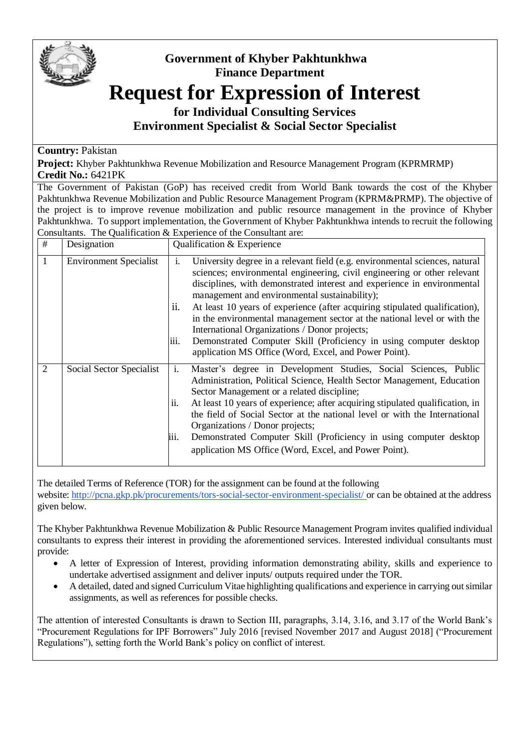**Government of Khyber Pakhtunkhwa**
**Finance Department**

# Request for Expression of Interest

## for Individual Consulting Services
## Environment Specialist & Social Sector Specialist

**Country:** Pakistan

**Project:** Khyber Pakhtunkhwa Revenue Mobilization and Resource Management Program (KPRMRMP)

**Credit No.:** 6421PK

The Government of Pakistan (GoP) has received credit from World Bank towards the cost of the Khyber Pakhtunkhwa Revenue Mobilization and Public Resource Management Program (KPRM&PRMP). The objective of the project is to improve revenue mobilization and public resource management in the province of Khyber Pakhtunkhwa. To support implementation, the Government of Khyber Pakhtunkhwa intends to recruit the following Consultants. The Qualification & Experience of the Consultant are:

| # | Designation | Qualification & Experience |
|---|---|---|
| 1 | Environment Specialist | i. University degree in a relevant field (e.g. environmental sciences, natural sciences; environmental engineering, civil engineering or other relevant disciplines, with demonstrated interest and experience in environmental management and environmental sustainability);<br>ii. At least 10 years of experience (after acquiring stipulated qualification), in the environmental management sector at the national level or with the International Organizations / Donor projects;<br>iii. Demonstrated Computer Skill (Proficiency in using computer desktop application MS Office (Word, Excel, and Power Point). |
| 2 | Social Sector Specialist | i. Master's degree in Development Studies, Social Sciences, Public Administration, Political Science, Health Sector Management, Education Sector Management or a related discipline;<br>ii. At least 10 years of experience; after acquiring stipulated qualification, in the field of Social Sector at the national level or with the International Organizations / Donor projects;<br>iii. Demonstrated Computer Skill (Proficiency in using computer desktop application MS Office (Word, Excel, and Power Point). |

The detailed Terms of Reference (TOR) for the assignment can be found at the following website: http://pcna.gkp.pk/procurements/tors-social-sector-environment-specialist/ or can be obtained at the address given below.

The Khyber Pakhtunkhwa Revenue Mobilization & Public Resource Management Program invites qualified individual consultants to express their interest in providing the aforementioned services. Interested individual consultants must provide:

- A letter of Expression of Interest, providing information demonstrating ability, skills and experience to undertake advertised assignment and deliver inputs/ outputs required under the TOR.
- A detailed, dated and signed Curriculum Vitae highlighting qualifications and experience in carrying out similar assignments, as well as references for possible checks.

The attention of interested Consultants is drawn to Section III, paragraphs, 3.14, 3.16, and 3.17 of the World Bank's "Procurement Regulations for IPF Borrowers" July 2016 [revised November 2017 and August 2018] ("Procurement Regulations"), setting forth the World Bank's policy on conflict of interest.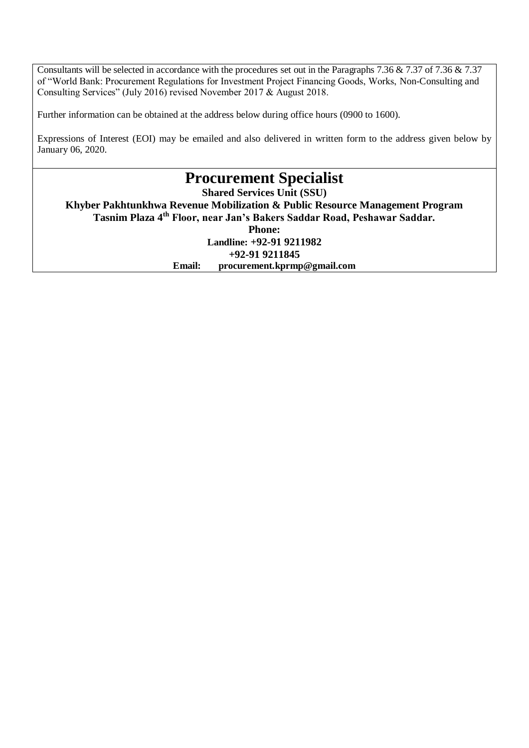Consultants will be selected in accordance with the procedures set out in the Paragraphs 7.36 & 7.37 of 7.36 & 7.37 of "World Bank: Procurement Regulations for Investment Project Financing Goods, Works, Non-Consulting and Consulting Services" (July 2016) revised November 2017 & August 2018.

Further information can be obtained at the address below during office hours (0900 to 1600).

Expressions of Interest (EOI) may be emailed and also delivered in written form to the address given below by January 06, 2020.

# Procurement Specialist

**Shared Services Unit (SSU)**

**Khyber Pakhtunkhwa Revenue Mobilization & Public Resource Management Program**

**Tasnim Plaza 4th Floor, near Jan's Bakers Saddar Road, Peshawar Saddar.**

**Phone:**

**Landline: +92-91 9211982**

**+92-91 9211845**

**Email: procurement.kprmp@gmail.com**